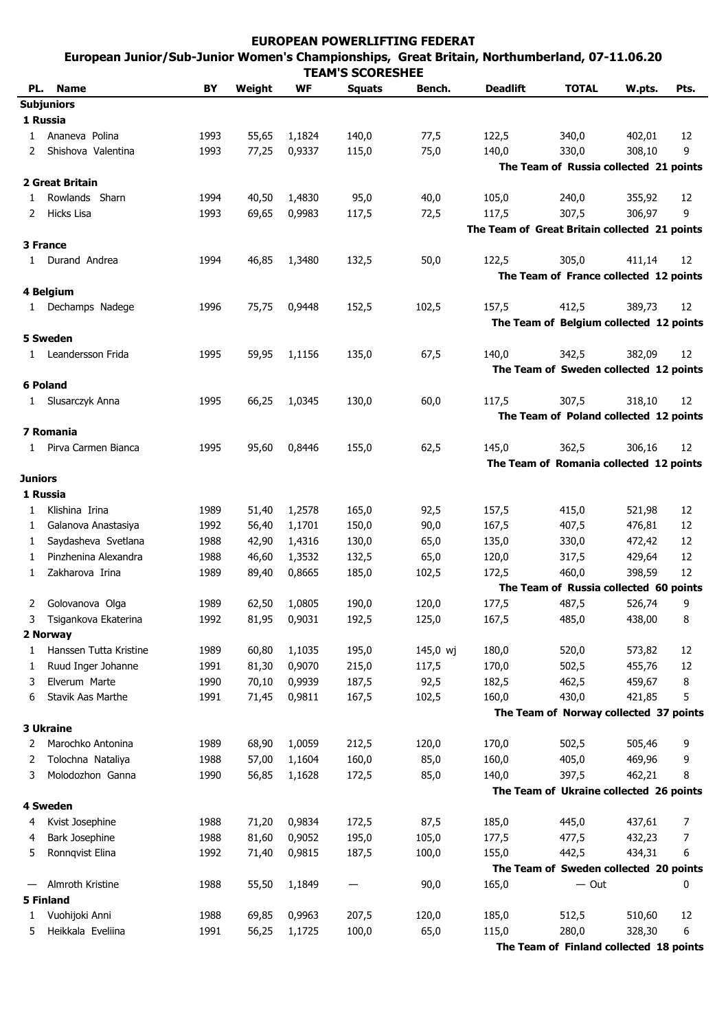# EUROPEAN POWERLIFTING FEDERAT

## European Junior/Sub-Junior Women's Championships, Great Britain, Northumberland, 07-11.06.20

### TEAM'S SCORESHEE

| PL. | Name | BY | Weight | WF | Squats | Bench. | Deadlift | TOTAL | W.pts. | Pts. |
|---|---|---|---|---|---|---|---|---|---|---|
| **Subjuniors** | | | | | | | | | | |
| **1 Russia** | | | | | | | | | | |
| 1 | Ananeva Polina | 1993 | 55,65 | 1,1824 | 140,0 | 77,5 | 122,5 | 340,0 | 402,01 | 12 |
| 2 | Shishova Valentina | 1993 | 77,25 | 0,9337 | 115,0 | 75,0 | 140,0 | 330,0 | 308,10 | 9 |
| | | | | | | | **The Team of Russia collected 21 points** | | | |
| **2 Great Britain** | | | | | | | | | | |
| 1 | Rowlands Sharn | 1994 | 40,50 | 1,4830 | 95,0 | 40,0 | 105,0 | 240,0 | 355,92 | 12 |
| 2 | Hicks Lisa | 1993 | 69,65 | 0,9983 | 117,5 | 72,5 | 117,5 | 307,5 | 306,97 | 9 |
| | | | | | | | **The Team of Great Britain collected 21 points** | | | |
| **3 France** | | | | | | | | | | |
| 1 | Durand Andrea | 1994 | 46,85 | 1,3480 | 132,5 | 50,0 | 122,5 | 305,0 | 411,14 | 12 |
| | | | | | | | **The Team of France collected 12 points** | | | |
| **4 Belgium** | | | | | | | | | | |
| 1 | Dechamps Nadege | 1996 | 75,75 | 0,9448 | 152,5 | 102,5 | 157,5 | 412,5 | 389,73 | 12 |
| | | | | | | | **The Team of Belgium collected 12 points** | | | |
| **5 Sweden** | | | | | | | | | | |
| 1 | Leandersson Frida | 1995 | 59,95 | 1,1156 | 135,0 | 67,5 | 140,0 | 342,5 | 382,09 | 12 |
| | | | | | | | **The Team of Sweden collected 12 points** | | | |
| **6 Poland** | | | | | | | | | | |
| 1 | Slusarczyk Anna | 1995 | 66,25 | 1,0345 | 130,0 | 60,0 | 117,5 | 307,5 | 318,10 | 12 |
| | | | | | | | **The Team of Poland collected 12 points** | | | |
| **7 Romania** | | | | | | | | | | |
| 1 | Pirva Carmen Bianca | 1995 | 95,60 | 0,8446 | 155,0 | 62,5 | 145,0 | 362,5 | 306,16 | 12 |
| | | | | | | | **The Team of Romania collected 12 points** | | | |
| **Juniors** | | | | | | | | | | |
| **1 Russia** | | | | | | | | | | |
| 1 | Klishina Irina | 1989 | 51,40 | 1,2578 | 165,0 | 92,5 | 157,5 | 415,0 | 521,98 | 12 |
| 1 | Galanova Anastasiya | 1992 | 56,40 | 1,1701 | 150,0 | 90,0 | 167,5 | 407,5 | 476,81 | 12 |
| 1 | Saydasheva Svetlana | 1988 | 42,90 | 1,4316 | 130,0 | 65,0 | 135,0 | 330,0 | 472,42 | 12 |
| 1 | Pinzhenina Alexandra | 1988 | 46,60 | 1,3532 | 132,5 | 65,0 | 120,0 | 317,5 | 429,64 | 12 |
| 1 | Zakharova Irina | 1989 | 89,40 | 0,8665 | 185,0 | 102,5 | 172,5 | 460,0 | 398,59 | 12 |
| | | | | | | | **The Team of Russia collected 60 points** | | | |
| 2 | Golovanova Olga | 1989 | 62,50 | 1,0805 | 190,0 | 120,0 | 177,5 | 487,5 | 526,74 | 9 |
| 3 | Tsigankova Ekaterina | 1992 | 81,95 | 0,9031 | 192,5 | 125,0 | 167,5 | 485,0 | 438,00 | 8 |
| **2 Norway** | | | | | | | | | | |
| 1 | Hanssen Tutta Kristine | 1989 | 60,80 | 1,1035 | 195,0 | 145,0 wj | 180,0 | 520,0 | 573,82 | 12 |
| 1 | Ruud Inger Johanne | 1991 | 81,30 | 0,9070 | 215,0 | 117,5 | 170,0 | 502,5 | 455,76 | 12 |
| 3 | Elverum Marte | 1990 | 70,10 | 0,9939 | 187,5 | 92,5 | 182,5 | 462,5 | 459,67 | 8 |
| 6 | Stavik Aas Marthe | 1991 | 71,45 | 0,9811 | 167,5 | 102,5 | 160,0 | 430,0 | 421,85 | 5 |
| | | | | | | | **The Team of Norway collected 37 points** | | | |
| **3 Ukraine** | | | | | | | | | | |
| 2 | Marochko Antonina | 1989 | 68,90 | 1,0059 | 212,5 | 120,0 | 170,0 | 502,5 | 505,46 | 9 |
| 2 | Tolochna Nataliya | 1988 | 57,00 | 1,1604 | 160,0 | 85,0 | 160,0 | 405,0 | 469,96 | 9 |
| 3 | Molodozhon Ganna | 1990 | 56,85 | 1,1628 | 172,5 | 85,0 | 140,0 | 397,5 | 462,21 | 8 |
| | | | | | | | **The Team of Ukraine collected 26 points** | | | |
| **4 Sweden** | | | | | | | | | | |
| 4 | Kvist Josephine | 1988 | 71,20 | 0,9834 | 172,5 | 87,5 | 185,0 | 445,0 | 437,61 | 7 |
| 4 | Bark Josephine | 1988 | 81,60 | 0,9052 | 195,0 | 105,0 | 177,5 | 477,5 | 432,23 | 7 |
| 5 | Ronnqvist Elina | 1992 | 71,40 | 0,9815 | 187,5 | 100,0 | 155,0 | 442,5 | 434,31 | 6 |
| | | | | | | | **The Team of Sweden collected 20 points** | | | |
| — | Almroth Kristine | 1988 | 55,50 | 1,1849 | — | 90,0 | 165,0 | — Out | | 0 |
| **5 Finland** | | | | | | | | | | |
| 1 | Vuohijoki Anni | 1988 | 69,85 | 0,9963 | 207,5 | 120,0 | 185,0 | 512,5 | 510,60 | 12 |
| 5 | Heikkala Eveliina | 1991 | 56,25 | 1,1725 | 100,0 | 65,0 | 115,0 | 280,0 | 328,30 | 6 |
| | | | | | | | **The Team of Finland collected 18 points** | | | |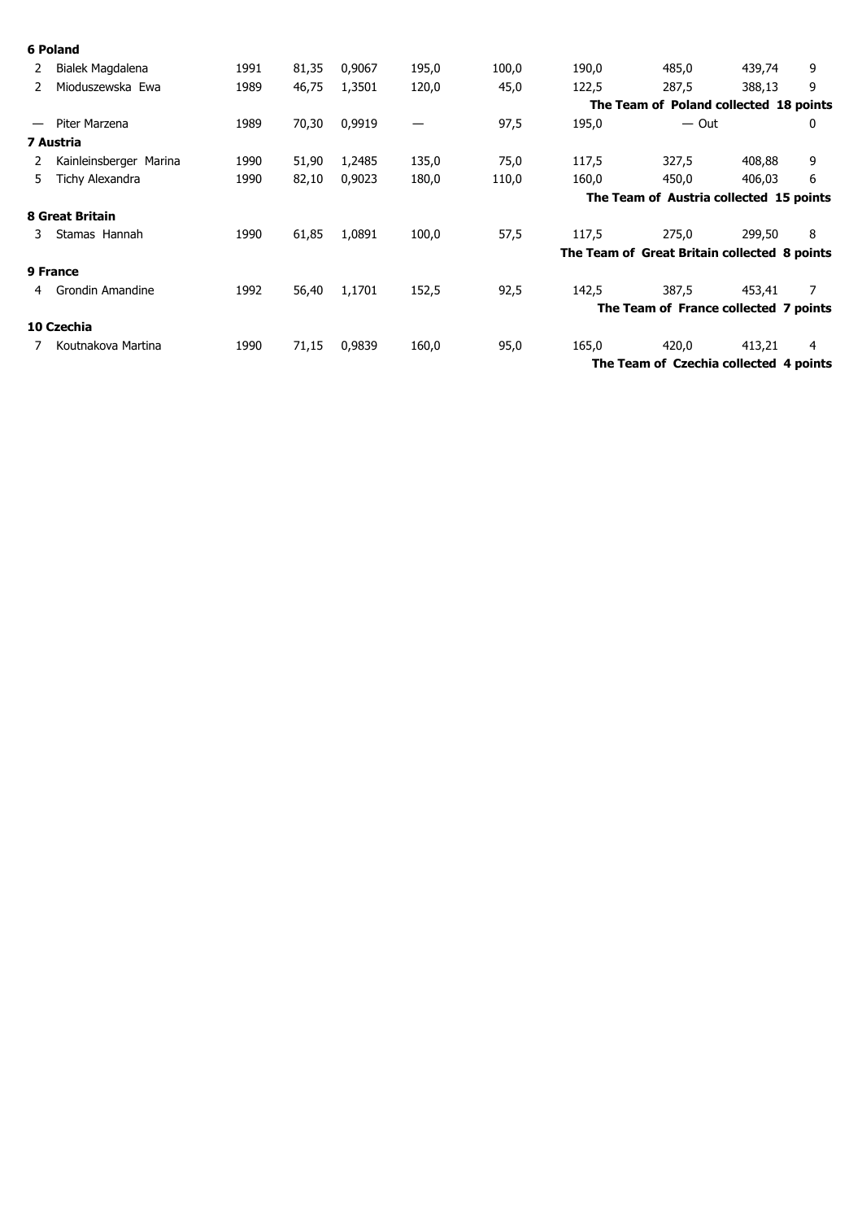| | | | | | | | | | | | |
|---|---|---|---|---|---|---|---|---|---|---|---|
| **6 Poland** | | | | | | | | | | | |
| 2 | Bialek Magdalena | 1991 | 81,35 | 0,9067 | 195,0 | 100,0 | 190,0 | 485,0 | 439,74 | 9 |
| 2 | Mioduszewska Ewa | 1989 | 46,75 | 1,3501 | 120,0 | 45,0 | 122,5 | 287,5 | 388,13 | 9 |
| | | | | | | | **The Team of Poland collected 18 points** | | | |
| — | Piter Marzena | 1989 | 70,30 | 0,9919 | — | 97,5 | 195,0 | — Out | | 0 |
| **7 Austria** | | | | | | | | | | |
| 2 | Kainleinsberger Marina | 1990 | 51,90 | 1,2485 | 135,0 | 75,0 | 117,5 | 327,5 | 408,88 | 9 |
| 5 | Tichy Alexandra | 1990 | 82,10 | 0,9023 | 180,0 | 110,0 | 160,0 | 450,0 | 406,03 | 6 |
| | | | | | | | **The Team of Austria collected 15 points** | | | |
| **8 Great Britain** | | | | | | | | | | |
| 3 | Stamas Hannah | 1990 | 61,85 | 1,0891 | 100,0 | 57,5 | 117,5 | 275,0 | 299,50 | 8 |
| | | | | | | | **The Team of Great Britain collected 8 points** | | | |
| **9 France** | | | | | | | | | | |
| 4 | Grondin Amandine | 1992 | 56,40 | 1,1701 | 152,5 | 92,5 | 142,5 | 387,5 | 453,41 | 7 |
| | | | | | | | **The Team of France collected 7 points** | | | |
| **10 Czechia** | | | | | | | | | | |
| 7 | Koutnakova Martina | 1990 | 71,15 | 0,9839 | 160,0 | 95,0 | 165,0 | 420,0 | 413,21 | 4 |
| | | | | | | | **The Team of Czechia collected 4 points** | | | |